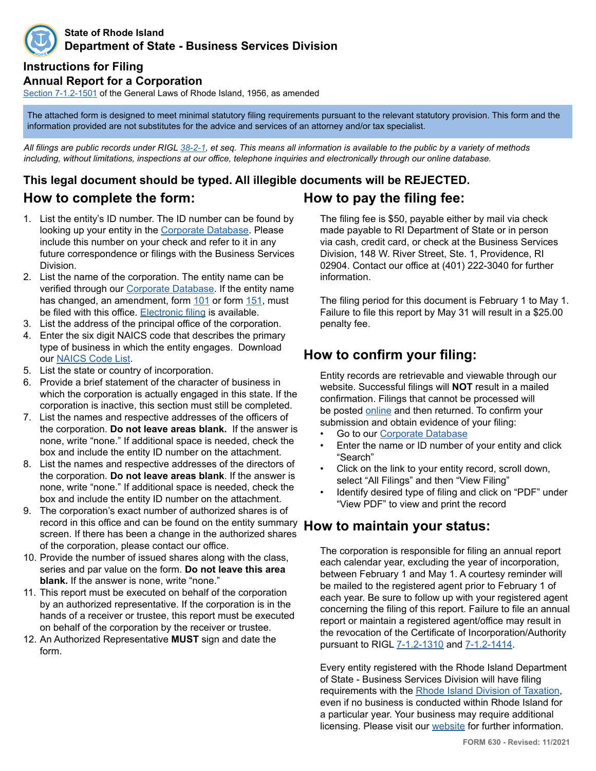**State of Rhode Island**
**Department of State - Business Services Division**

# Instructions for Filing
# Annual Report for a Corporation

Section 7-1.2-1501 of the General Laws of Rhode Island, 1956, as amended

The attached form is designed to meet minimal statutory filing requirements pursuant to the relevant statutory provision. This form and the information provided are not substitutes for the advice and services of an attorney and/or tax specialist.

*All filings are public records under RIGL 38-2-1, et seq. This means all information is available to the public by a variety of methods including, without limitations, inspections at our office, telephone inquiries and electronically through our online database.*

**This legal document should be typed. All illegible documents will be REJECTED.**

## How to complete the form:

1. List the entity's ID number. The ID number can be found by looking up your entity in the Corporate Database. Please include this number on your check and refer to it in any future correspondence or filings with the Business Services Division.
2. List the name of the corporation. The entity name can be verified through our Corporate Database. If the entity name has changed, an amendment, form 101 or form 151, must be filed with this office. Electronic filing is available.
3. List the address of the principal office of the corporation.
4. Enter the six digit NAICS code that describes the primary type of business in which the entity engages. Download our NAICS Code List.
5. List the state or country of incorporation.
6. Provide a brief statement of the character of business in which the corporation is actually engaged in this state. If the corporation is inactive, this section must still be completed.
7. List the names and respective addresses of the officers of the corporation. **Do not leave areas blank.** If the answer is none, write "none." If additional space is needed, check the box and include the entity ID number on the attachment.
8. List the names and respective addresses of the directors of the corporation. **Do not leave areas blank**. If the answer is none, write "none." If additional space is needed, check the box and include the entity ID number on the attachment.
9. The corporation's exact number of authorized shares is of record in this office and can be found on the entity summary screen. If there has been a change in the authorized shares of the corporation, please contact our office.
10. Provide the number of issued shares along with the class, series and par value on the form. **Do not leave this area blank.** If the answer is none, write "none."
11. This report must be executed on behalf of the corporation by an authorized representative. If the corporation is in the hands of a receiver or trustee, this report must be executed on behalf of the corporation by the receiver or trustee.
12. An Authorized Representative **MUST** sign and date the form.

## How to pay the filing fee:

The filing fee is $50, payable either by mail via check made payable to RI Department of State or in person via cash, credit card, or check at the Business Services Division, 148 W. River Street, Ste. 1, Providence, RI 02904. Contact our office at (401) 222-3040 for further information.

The filing period for this document is February 1 to May 1. Failure to file this report by May 31 will result in a $25.00 penalty fee.

## How to confirm your filing:

Entity records are retrievable and viewable through our website. Successful filings will **NOT** result in a mailed confirmation. Filings that cannot be processed will be posted online and then returned. To confirm your submission and obtain evidence of your filing:

- Go to our Corporate Database
- Enter the name or ID number of your entity and click "Search"
- Click on the link to your entity record, scroll down, select "All Filings" and then "View Filing"
- Identify desired type of filing and click on "PDF" under "View PDF" to view and print the record

## How to maintain your status:

The corporation is responsible for filing an annual report each calendar year, excluding the year of incorporation, between February 1 and May 1. A courtesy reminder will be mailed to the registered agent prior to February 1 of each year. Be sure to follow up with your registered agent concerning the filing of this report. Failure to file an annual report or maintain a registered agent/office may result in the revocation of the Certificate of Incorporation/Authority pursuant to RIGL 7-1.2-1310 and 7-1.2-1414.

Every entity registered with the Rhode Island Department of State - Business Services Division will have filing requirements with the Rhode Island Division of Taxation, even if no business is conducted within Rhode Island for a particular year. Your business may require additional licensing. Please visit our website for further information.

FORM 630 - Revised: 11/2021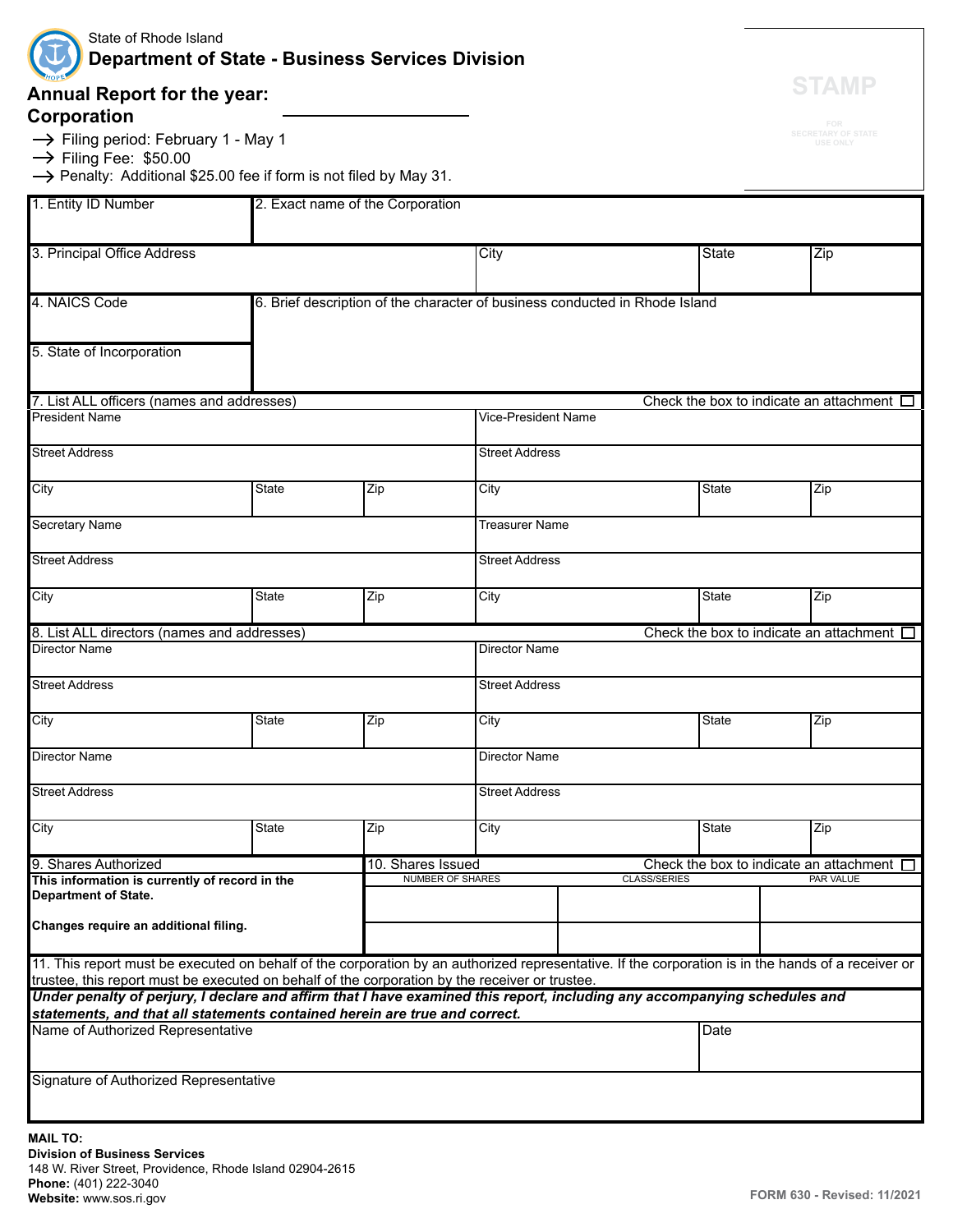State of Rhode Island

# Department of State - Business Services Division

## Annual Report for the year: ____________________
## Corporation

→ Filing period: February 1 - May 1

→ Filing Fee: $50.00

→ Penalty: Additional $25.00 fee if form is not filed by May 31.

STAMP

FOR SECRETARY OF STATE USE ONLY

| | |
|---|---|
| 1. Entity ID Number | 2. Exact name of the Corporation |

| | | | |
|---|---|---|---|
| 3. Principal Office Address | City | State | Zip |

| | |
|---|---|
| 4. NAICS Code | 6. Brief description of the character of business conducted in Rhode Island |
| 5. State of Incorporation | |

**7. List ALL officers (names and addresses)** — Check the box to indicate an attachment ☐

| | | | | | |
|---|---|---|---|---|---|
| President Name | | | Vice-President Name | | |
| Street Address | | | Street Address | | |
| City | State | Zip | City | State | Zip |
| Secretary Name | | | Treasurer Name | | |
| Street Address | | | Street Address | | |
| City | State | Zip | City | State | Zip |

**8. List ALL directors (names and addresses)** — Check the box to indicate an attachment ☐

| | | | | | |
|---|---|---|---|---|---|
| Director Name | | | Director Name | | |
| Street Address | | | Street Address | | |
| City | State | Zip | City | State | Zip |
| Director Name | | | Director Name | | |
| Street Address | | | Street Address | | |
| City | State | Zip | City | State | Zip |

| 9. Shares Authorized | 10. Shares Issued | | Check the box to indicate an attachment ☐ |
|---|---|---|---|
| **This information is currently of record in the Department of State.** | NUMBER OF SHARES | CLASS/SERIES | PAR VALUE |
| | | | |
| **Changes require an additional filing.** | | | |

11. This report must be executed on behalf of the corporation by an authorized representative. If the corporation is in the hands of a receiver or trustee, this report must be executed on behalf of the corporation by the receiver or trustee.

***Under penalty of perjury, I declare and affirm that I have examined this report, including any accompanying schedules and statements, and that all statements contained herein are true and correct.***

| | |
|---|---|
| Name of Authorized Representative | Date |
| Signature of Authorized Representative | |

**MAIL TO:**
**Division of Business Services**
148 W. River Street, Providence, Rhode Island 02904-2615
**Phone:** (401) 222-3040
**Website:** www.sos.ri.gov

FORM 630 - Revised: 11/2021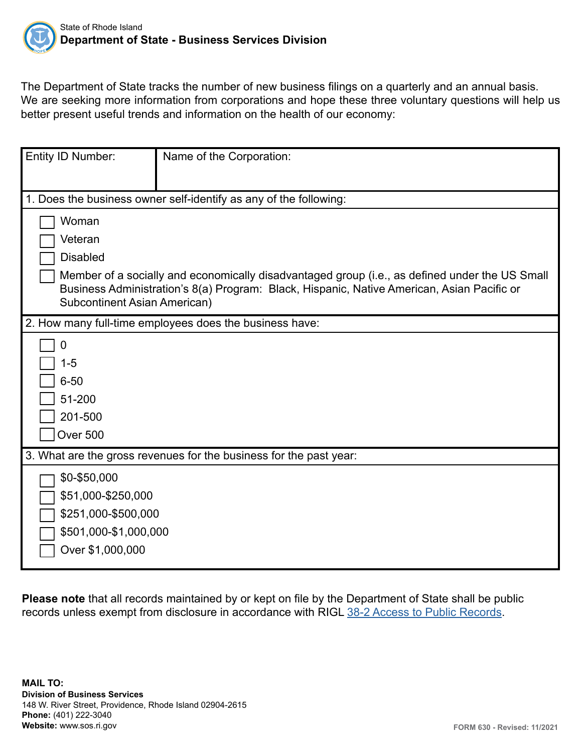State of Rhode Island
**Department of State - Business Services Division**

The Department of State tracks the number of new business filings on a quarterly and an annual basis. We are seeking more information from corporations and hope these three voluntary questions will help us better present useful trends and information on the health of our economy:

| Entity ID Number: | Name of the Corporation: |
|---|---|

1. Does the business owner self-identify as any of the following:

- ☐ Woman
- ☐ Veteran
- ☐ Disabled
- ☐ Member of a socially and economically disadvantaged group (i.e., as defined under the US Small Business Administration's 8(a) Program: Black, Hispanic, Native American, Asian Pacific or Subcontinent Asian American)

2. How many full-time employees does the business have:

- ☐ 0
- ☐ 1-5
- ☐ 6-50
- ☐ 51-200
- ☐ 201-500
- ☐ Over 500

3. What are the gross revenues for the business for the past year:

- ☐ $0-$50,000
- ☐ $51,000-$250,000
- ☐ $251,000-$500,000
- ☐ $501,000-$1,000,000
- ☐ Over $1,000,000

**Please note** that all records maintained by or kept on file by the Department of State shall be public records unless exempt from disclosure in accordance with RIGL 38-2 Access to Public Records.

**MAIL TO:**
**Division of Business Services**
148 W. River Street, Providence, Rhode Island 02904-2615
**Phone:** (401) 222-3040
**Website:** www.sos.ri.gov

FORM 630 - Revised: 11/2021